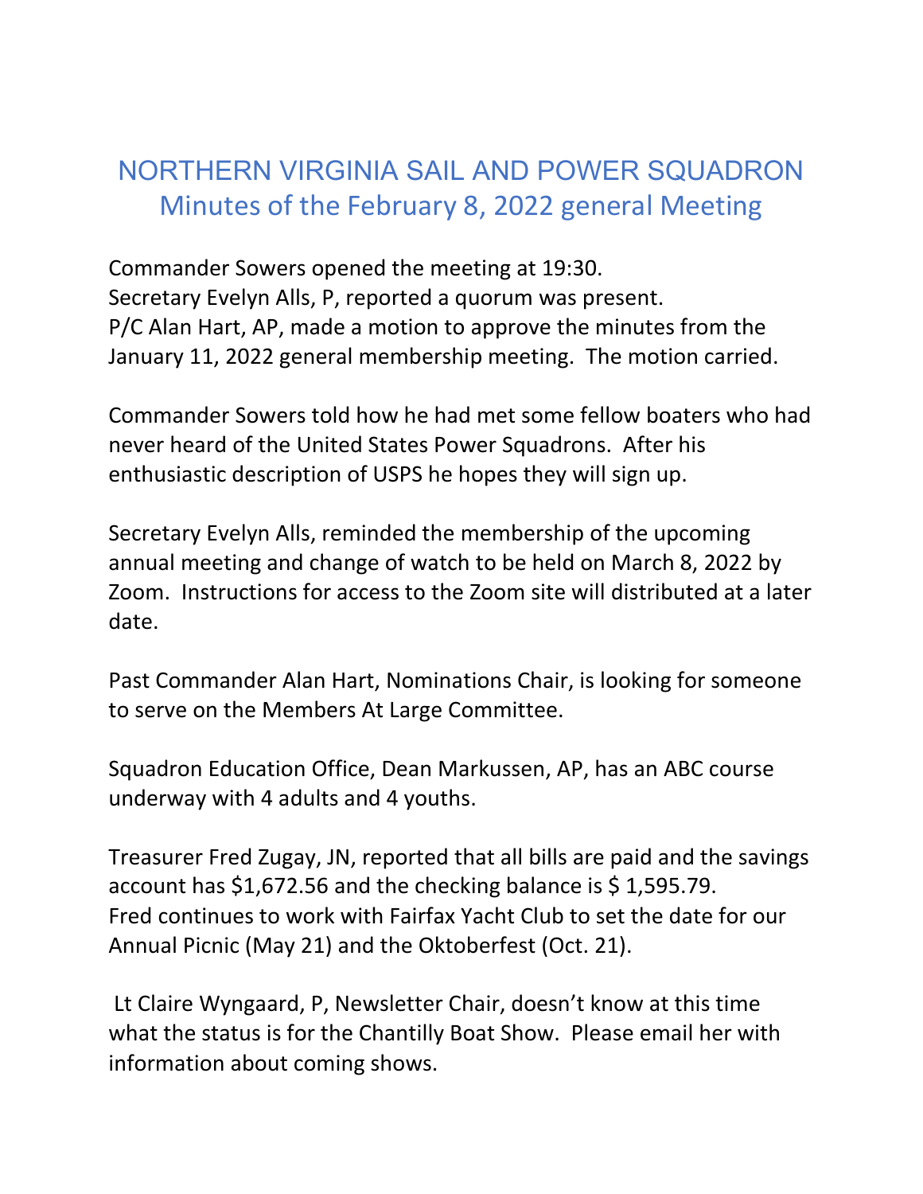# NORTHERN VIRGINIA SAIL AND POWER SQUADRON
## Minutes of the February 8, 2022 general Meeting

Commander Sowers opened the meeting at 19:30.
Secretary Evelyn Alls, P, reported a quorum was present.
P/C Alan Hart, AP, made a motion to approve the minutes from the January 11, 2022 general membership meeting. The motion carried.

Commander Sowers told how he had met some fellow boaters who had never heard of the United States Power Squadrons. After his enthusiastic description of USPS he hopes they will sign up.

Secretary Evelyn Alls, reminded the membership of the upcoming annual meeting and change of watch to be held on March 8, 2022 by Zoom. Instructions for access to the Zoom site will distributed at a later date.

Past Commander Alan Hart, Nominations Chair, is looking for someone to serve on the Members At Large Committee.

Squadron Education Office, Dean Markussen, AP, has an ABC course underway with 4 adults and 4 youths.

Treasurer Fred Zugay, JN, reported that all bills are paid and the savings account has $1,672.56 and the checking balance is $ 1,595.79.
Fred continues to work with Fairfax Yacht Club to set the date for our Annual Picnic (May 21) and the Oktoberfest (Oct. 21).

Lt Claire Wyngaard, P, Newsletter Chair, doesn't know at this time what the status is for the Chantilly Boat Show. Please email her with information about coming shows.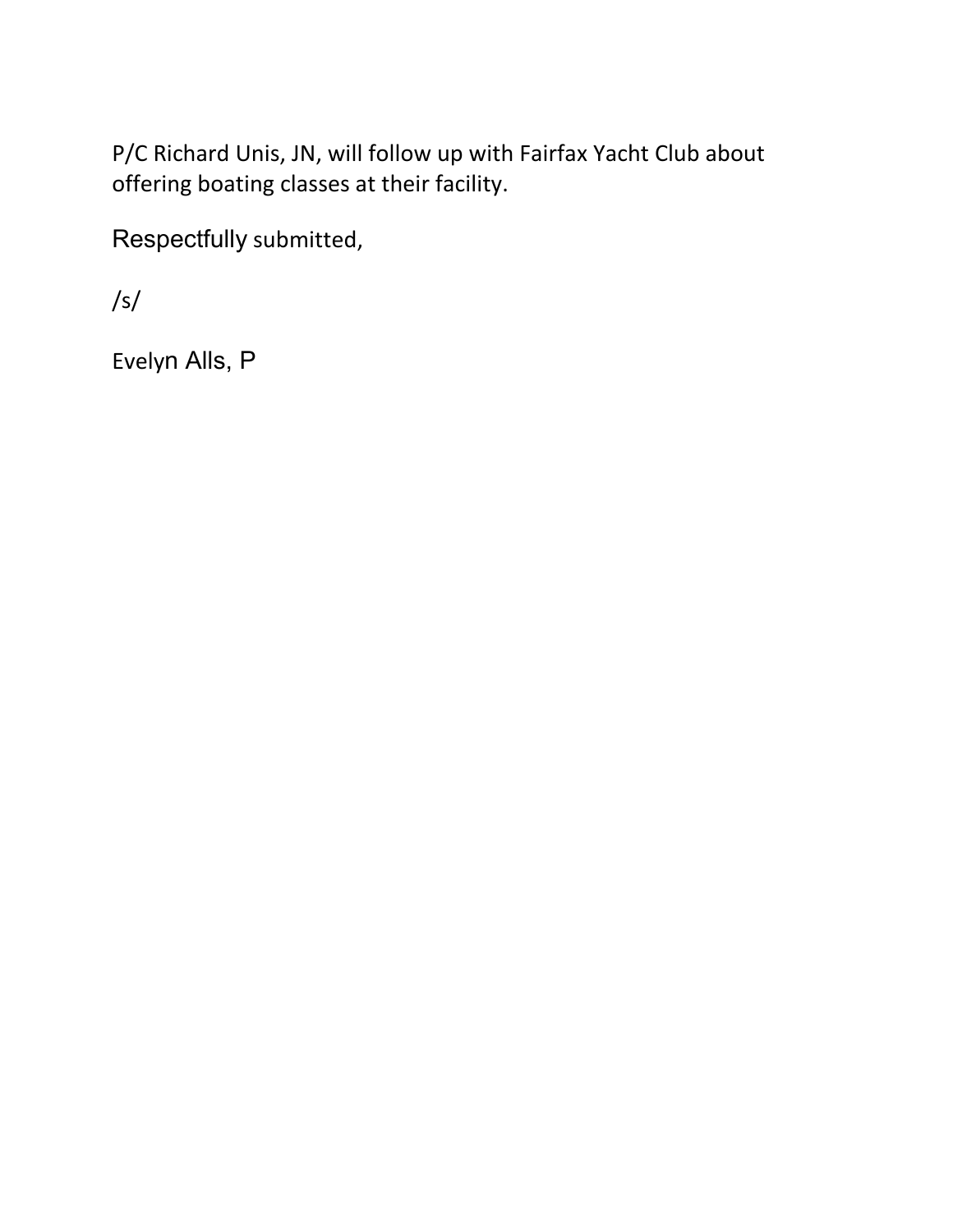P/C Richard Unis, JN, will follow up with Fairfax Yacht Club about offering boating classes at their facility.

Respectfully submitted,

/s/

Evelyn Alls, P